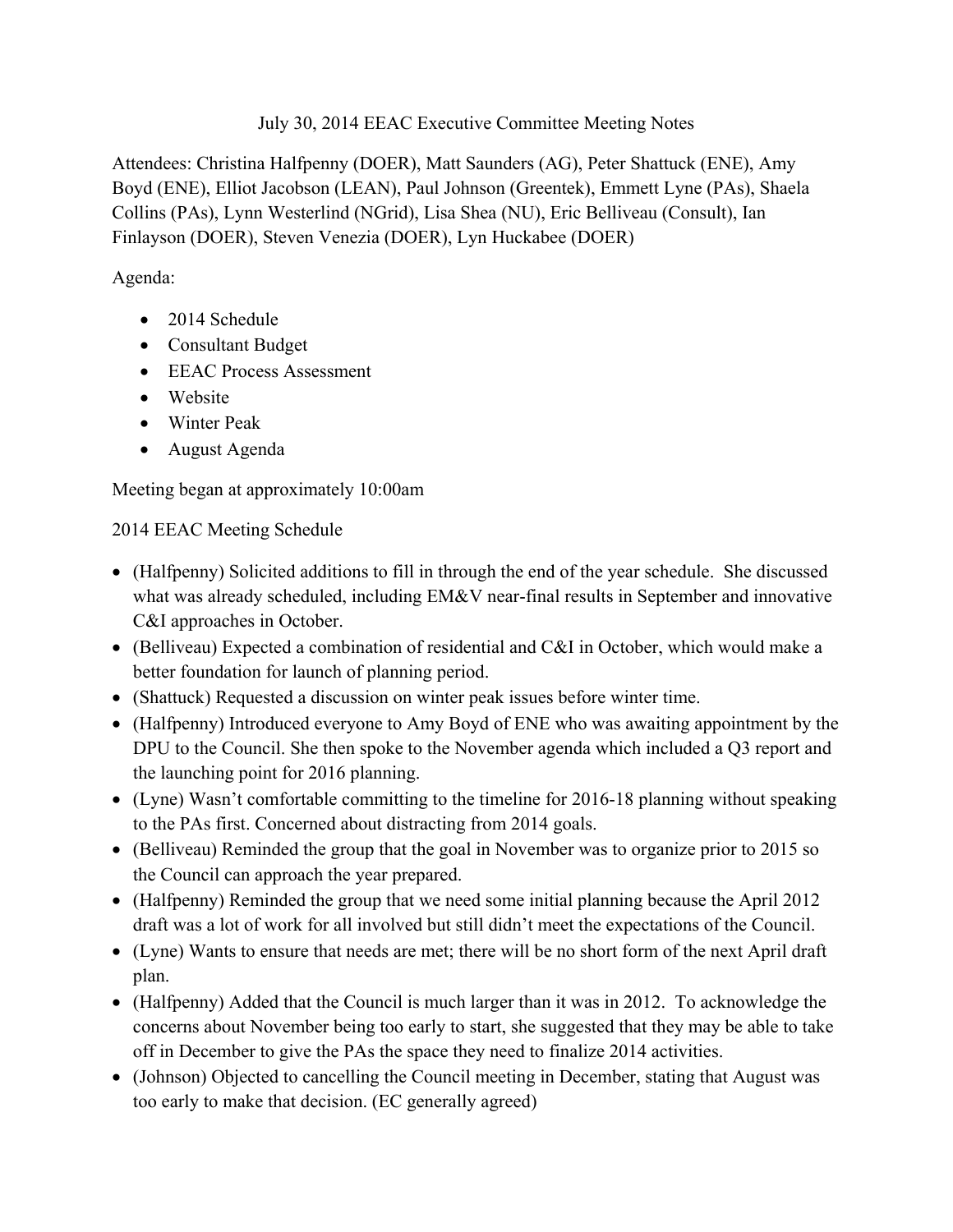# July 30, 2014 EEAC Executive Committee Meeting Notes

Attendees: Christina Halfpenny (DOER), Matt Saunders (AG), Peter Shattuck (ENE), Amy Boyd (ENE), Elliot Jacobson (LEAN), Paul Johnson (Greentek), Emmett Lyne (PAs), Shaela Collins (PAs), Lynn Westerlind (NGrid), Lisa Shea (NU), Eric Belliveau (Consult), Ian Finlayson (DOER), Steven Venezia (DOER), Lyn Huckabee (DOER)

Agenda:

- 2014 Schedule
- Consultant Budget
- EEAC Process Assessment
- Website
- Winter Peak
- August Agenda

Meeting began at approximately 10:00am

2014 EEAC Meeting Schedule

- (Halfpenny) Solicited additions to fill in through the end of the year schedule. She discussed what was already scheduled, including EM&V near-final results in September and innovative C&I approaches in October.
- (Belliveau) Expected a combination of residential and C&I in October, which would make a better foundation for launch of planning period.
- (Shattuck) Requested a discussion on winter peak issues before winter time.
- (Halfpenny) Introduced everyone to Amy Boyd of ENE who was awaiting appointment by the DPU to the Council. She then spoke to the November agenda which included a Q3 report and the launching point for 2016 planning.
- (Lyne) Wasn't comfortable committing to the timeline for 2016-18 planning without speaking to the PAs first. Concerned about distracting from 2014 goals.
- (Belliveau) Reminded the group that the goal in November was to organize prior to 2015 so the Council can approach the year prepared.
- (Halfpenny) Reminded the group that we need some initial planning because the April 2012 draft was a lot of work for all involved but still didn't meet the expectations of the Council.
- (Lyne) Wants to ensure that needs are met; there will be no short form of the next April draft plan.
- (Halfpenny) Added that the Council is much larger than it was in 2012. To acknowledge the concerns about November being too early to start, she suggested that they may be able to take off in December to give the PAs the space they need to finalize 2014 activities.
- (Johnson) Objected to cancelling the Council meeting in December, stating that August was too early to make that decision. (EC generally agreed)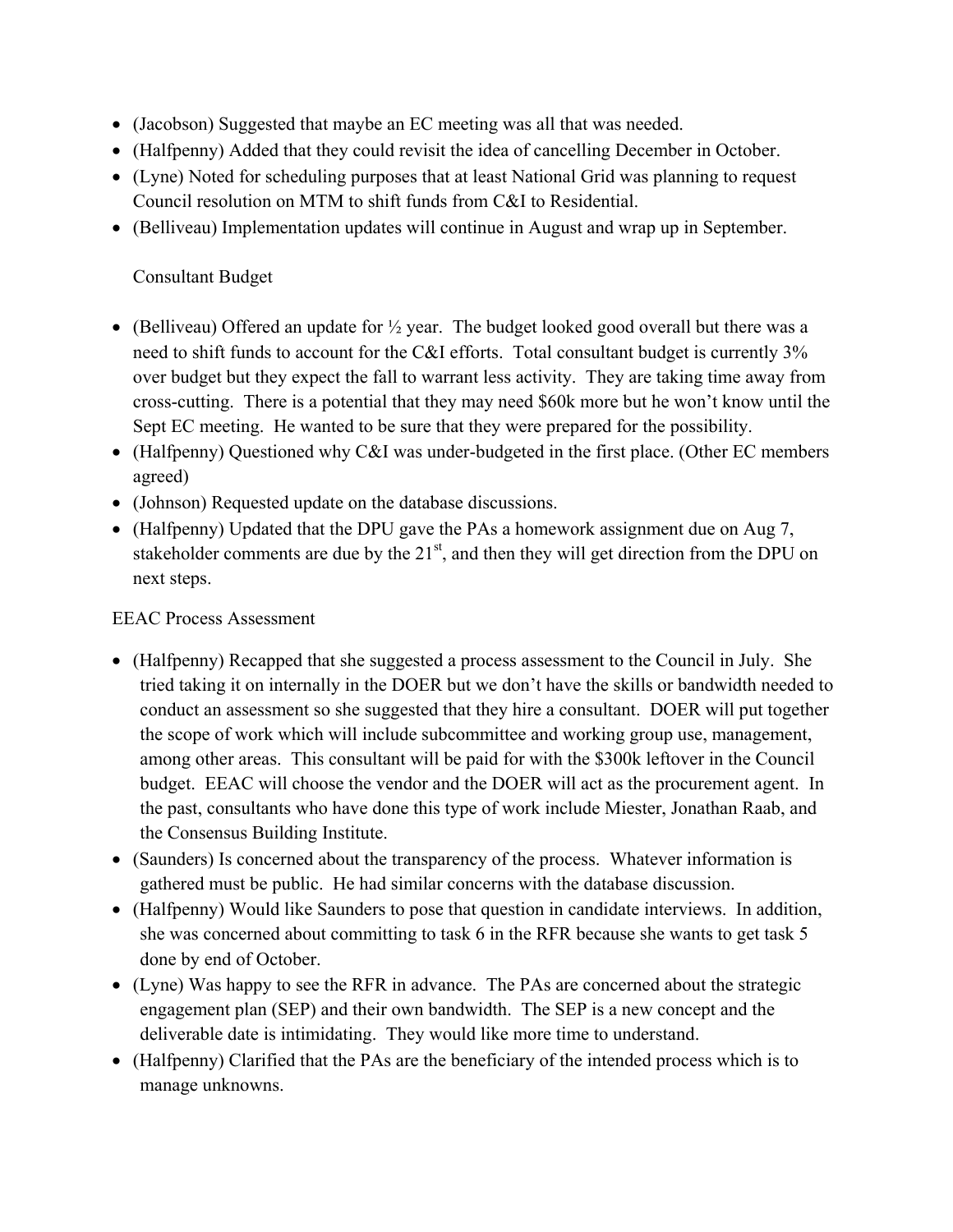- (Jacobson) Suggested that maybe an EC meeting was all that was needed.
- (Halfpenny) Added that they could revisit the idea of cancelling December in October.
- (Lyne) Noted for scheduling purposes that at least National Grid was planning to request Council resolution on MTM to shift funds from C&I to Residential.
- (Belliveau) Implementation updates will continue in August and wrap up in September.

Consultant Budget

- (Belliveau) Offered an update for ½ year. The budget looked good overall but there was a need to shift funds to account for the C&I efforts. Total consultant budget is currently 3% over budget but they expect the fall to warrant less activity. They are taking time away from cross-cutting. There is a potential that they may need $60k more but he won't know until the Sept EC meeting. He wanted to be sure that they were prepared for the possibility.
- (Halfpenny) Questioned why C&I was under-budgeted in the first place. (Other EC members agreed)
- (Johnson) Requested update on the database discussions.
- (Halfpenny) Updated that the DPU gave the PAs a homework assignment due on Aug 7, stakeholder comments are due by the 21st, and then they will get direction from the DPU on next steps.

EEAC Process Assessment

- (Halfpenny) Recapped that she suggested a process assessment to the Council in July. She tried taking it on internally in the DOER but we don't have the skills or bandwidth needed to conduct an assessment so she suggested that they hire a consultant. DOER will put together the scope of work which will include subcommittee and working group use, management, among other areas. This consultant will be paid for with the $300k leftover in the Council budget. EEAC will choose the vendor and the DOER will act as the procurement agent. In the past, consultants who have done this type of work include Miester, Jonathan Raab, and the Consensus Building Institute.
- (Saunders) Is concerned about the transparency of the process. Whatever information is gathered must be public. He had similar concerns with the database discussion.
- (Halfpenny) Would like Saunders to pose that question in candidate interviews. In addition, she was concerned about committing to task 6 in the RFR because she wants to get task 5 done by end of October.
- (Lyne) Was happy to see the RFR in advance. The PAs are concerned about the strategic engagement plan (SEP) and their own bandwidth. The SEP is a new concept and the deliverable date is intimidating. They would like more time to understand.
- (Halfpenny) Clarified that the PAs are the beneficiary of the intended process which is to manage unknowns.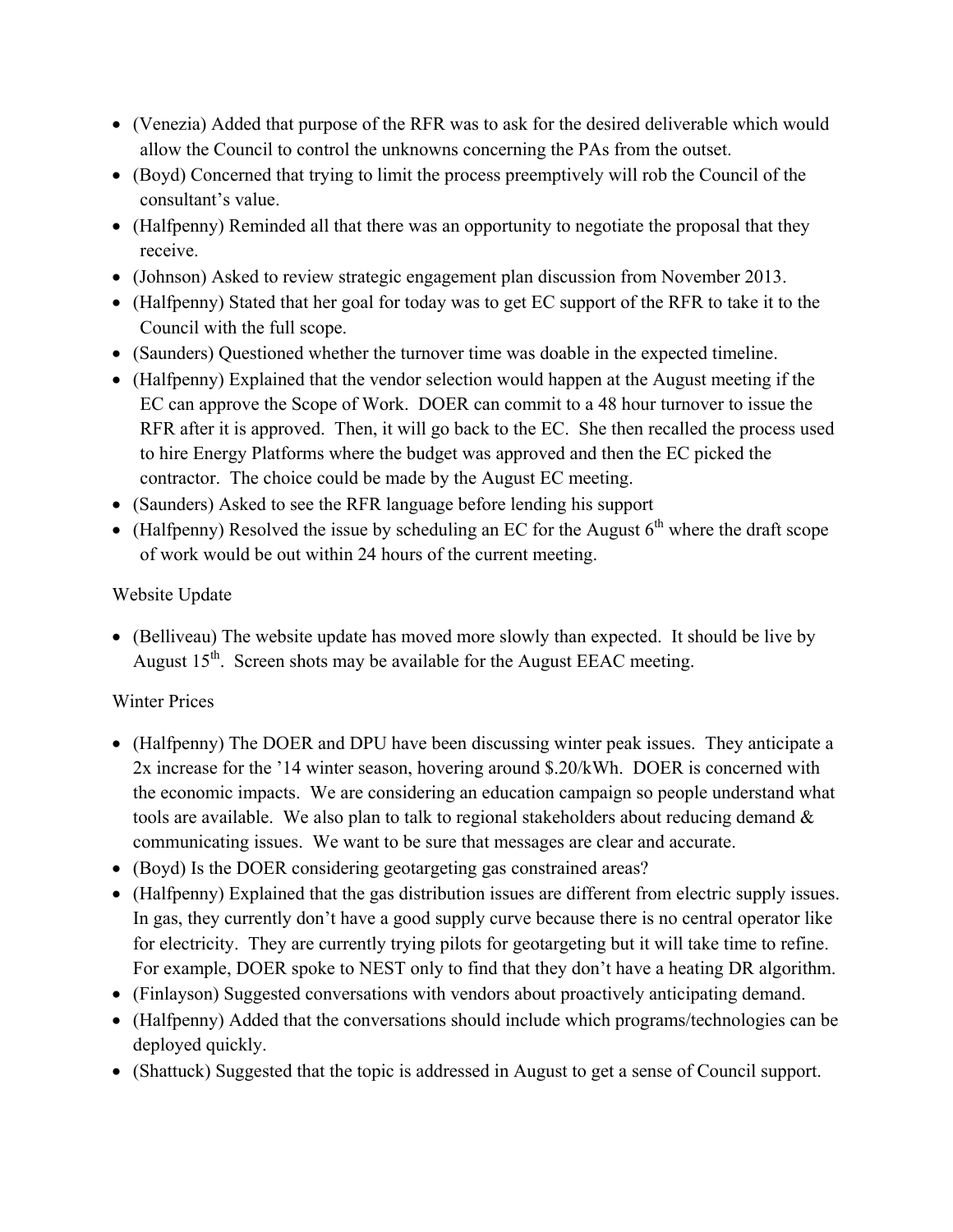- (Venezia) Added that purpose of the RFR was to ask for the desired deliverable which would allow the Council to control the unknowns concerning the PAs from the outset.
- (Boyd) Concerned that trying to limit the process preemptively will rob the Council of the consultant's value.
- (Halfpenny) Reminded all that there was an opportunity to negotiate the proposal that they receive.
- (Johnson) Asked to review strategic engagement plan discussion from November 2013.
- (Halfpenny) Stated that her goal for today was to get EC support of the RFR to take it to the Council with the full scope.
- (Saunders) Questioned whether the turnover time was doable in the expected timeline.
- (Halfpenny) Explained that the vendor selection would happen at the August meeting if the EC can approve the Scope of Work. DOER can commit to a 48 hour turnover to issue the RFR after it is approved. Then, it will go back to the EC. She then recalled the process used to hire Energy Platforms where the budget was approved and then the EC picked the contractor. The choice could be made by the August EC meeting.
- (Saunders) Asked to see the RFR language before lending his support
- (Halfpenny) Resolved the issue by scheduling an EC for the August 6th where the draft scope of work would be out within 24 hours of the current meeting.

Website Update

- (Belliveau) The website update has moved more slowly than expected. It should be live by August 15th. Screen shots may be available for the August EEAC meeting.

Winter Prices

- (Halfpenny) The DOER and DPU have been discussing winter peak issues. They anticipate a 2x increase for the '14 winter season, hovering around $.20/kWh. DOER is concerned with the economic impacts. We are considering an education campaign so people understand what tools are available. We also plan to talk to regional stakeholders about reducing demand & communicating issues. We want to be sure that messages are clear and accurate.
- (Boyd) Is the DOER considering geotargeting gas constrained areas?
- (Halfpenny) Explained that the gas distribution issues are different from electric supply issues. In gas, they currently don't have a good supply curve because there is no central operator like for electricity. They are currently trying pilots for geotargeting but it will take time to refine. For example, DOER spoke to NEST only to find that they don't have a heating DR algorithm.
- (Finlayson) Suggested conversations with vendors about proactively anticipating demand.
- (Halfpenny) Added that the conversations should include which programs/technologies can be deployed quickly.
- (Shattuck) Suggested that the topic is addressed in August to get a sense of Council support.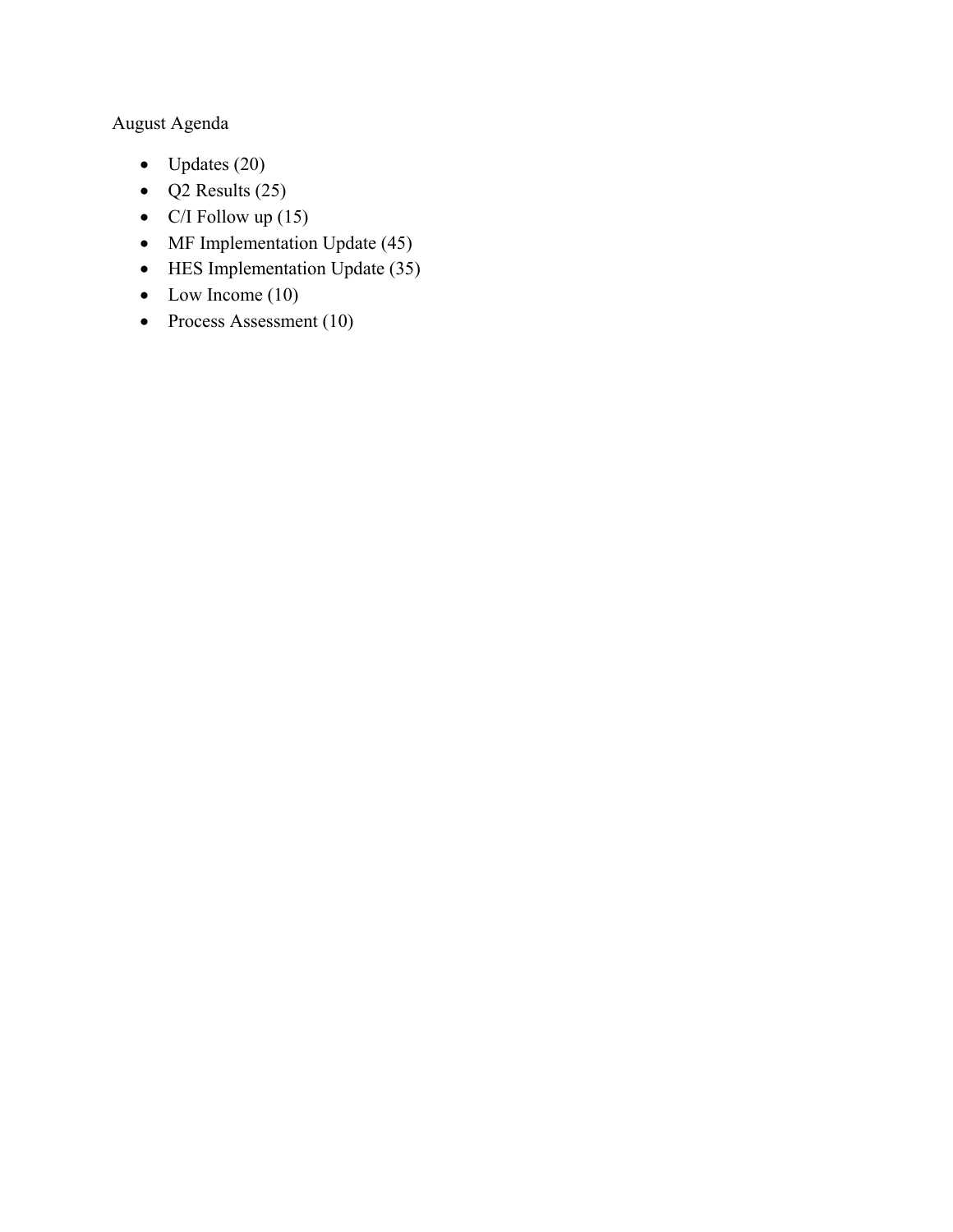August Agenda

- Updates (20)
- Q2 Results (25)
- C/I Follow up (15)
- MF Implementation Update (45)
- HES Implementation Update (35)
- Low Income (10)
- Process Assessment (10)